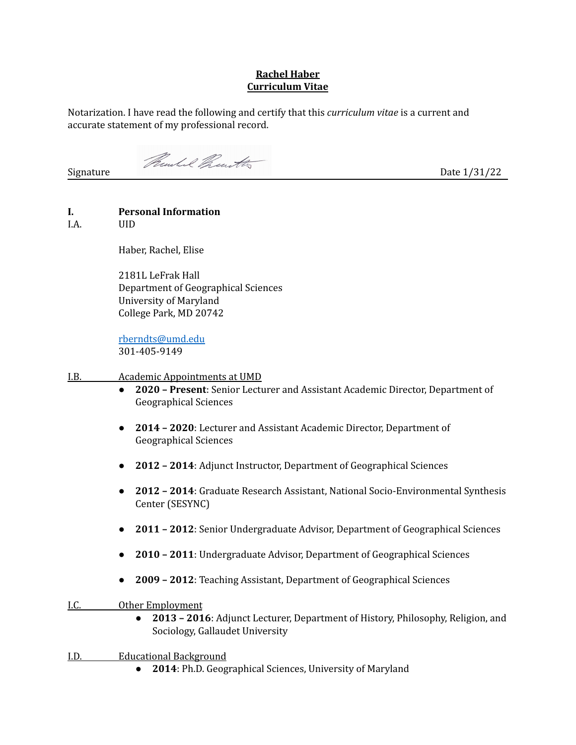**Rachel Haber**
**Curriculum Vitae**

Notarization. I have read the following and certify that this *curriculum vitae* is a current and accurate statement of my professional record.

Signature Date 1/31/22

## I. Personal Information

I.A. UID

Haber, Rachel, Elise

2181L LeFrak Hall
Department of Geographical Sciences
University of Maryland
College Park, MD 20742

rberndts@umd.edu
301-405-9149

### I.B. Academic Appointments at UMD

- **2020 – Present**: Senior Lecturer and Assistant Academic Director, Department of Geographical Sciences
- **2014 – 2020**: Lecturer and Assistant Academic Director, Department of Geographical Sciences
- **2012 – 2014**: Adjunct Instructor, Department of Geographical Sciences
- **2012 – 2014**: Graduate Research Assistant, National Socio-Environmental Synthesis Center (SESYNC)
- **2011 – 2012**: Senior Undergraduate Advisor, Department of Geographical Sciences
- **2010 – 2011**: Undergraduate Advisor, Department of Geographical Sciences
- **2009 – 2012**: Teaching Assistant, Department of Geographical Sciences

### I.C. Other Employment

- **2013 – 2016**: Adjunct Lecturer, Department of History, Philosophy, Religion, and Sociology, Gallaudet University

### I.D. Educational Background

- **2014**: Ph.D. Geographical Sciences, University of Maryland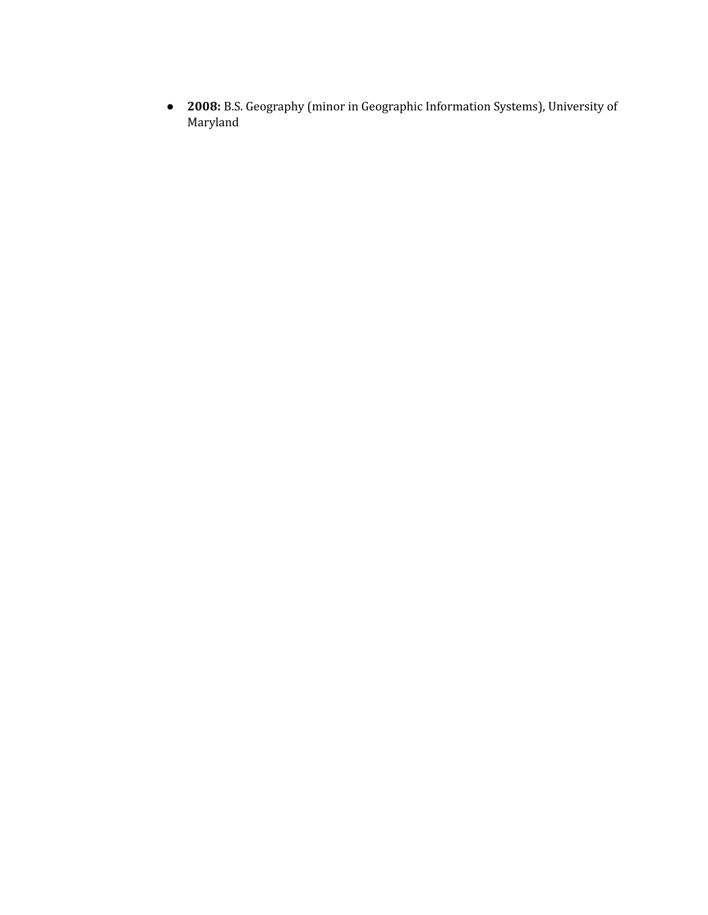- **2008:** B.S. Geography (minor in Geographic Information Systems), University of Maryland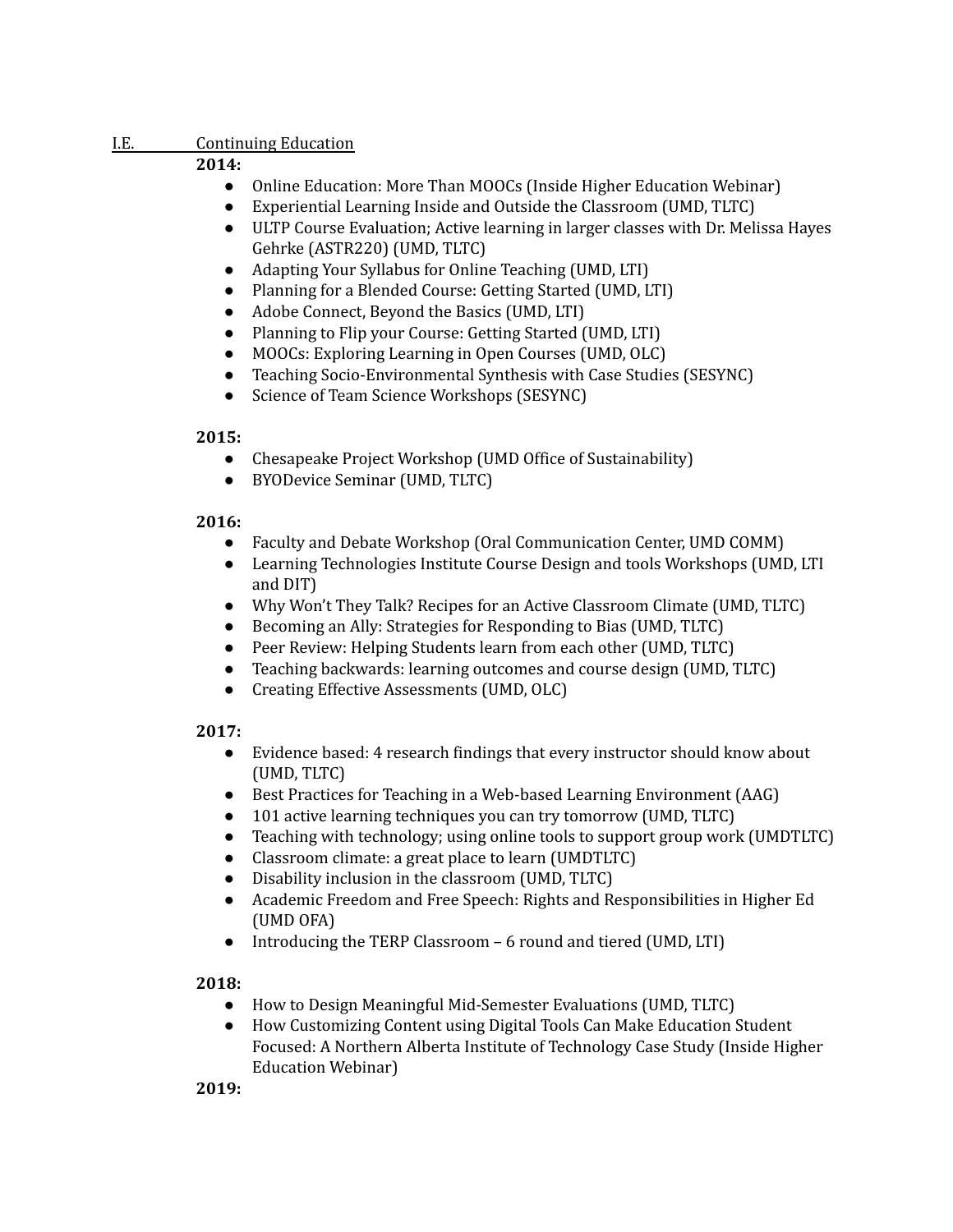## I.E. Continuing Education

**2014:**

- Online Education: More Than MOOCs (Inside Higher Education Webinar)
- Experiential Learning Inside and Outside the Classroom (UMD, TLTC)
- ULTP Course Evaluation; Active learning in larger classes with Dr. Melissa Hayes Gehrke (ASTR220) (UMD, TLTC)
- Adapting Your Syllabus for Online Teaching (UMD, LTI)
- Planning for a Blended Course: Getting Started (UMD, LTI)
- Adobe Connect, Beyond the Basics (UMD, LTI)
- Planning to Flip your Course: Getting Started (UMD, LTI)
- MOOCs: Exploring Learning in Open Courses (UMD, OLC)
- Teaching Socio-Environmental Synthesis with Case Studies (SESYNC)
- Science of Team Science Workshops (SESYNC)

**2015:**

- Chesapeake Project Workshop (UMD Office of Sustainability)
- BYODevice Seminar (UMD, TLTC)

**2016:**

- Faculty and Debate Workshop (Oral Communication Center, UMD COMM)
- Learning Technologies Institute Course Design and tools Workshops (UMD, LTI and DIT)
- Why Won't They Talk? Recipes for an Active Classroom Climate (UMD, TLTC)
- Becoming an Ally: Strategies for Responding to Bias (UMD, TLTC)
- Peer Review: Helping Students learn from each other (UMD, TLTC)
- Teaching backwards: learning outcomes and course design (UMD, TLTC)
- Creating Effective Assessments (UMD, OLC)

**2017:**

- Evidence based: 4 research findings that every instructor should know about (UMD, TLTC)
- Best Practices for Teaching in a Web-based Learning Environment (AAG)
- 101 active learning techniques you can try tomorrow (UMD, TLTC)
- Teaching with technology; using online tools to support group work (UMDTLTC)
- Classroom climate: a great place to learn (UMDTLTC)
- Disability inclusion in the classroom (UMD, TLTC)
- Academic Freedom and Free Speech: Rights and Responsibilities in Higher Ed (UMD OFA)
- Introducing the TERP Classroom – 6 round and tiered (UMD, LTI)

**2018:**

- How to Design Meaningful Mid-Semester Evaluations (UMD, TLTC)
- How Customizing Content using Digital Tools Can Make Education Student Focused: A Northern Alberta Institute of Technology Case Study (Inside Higher Education Webinar)

**2019:**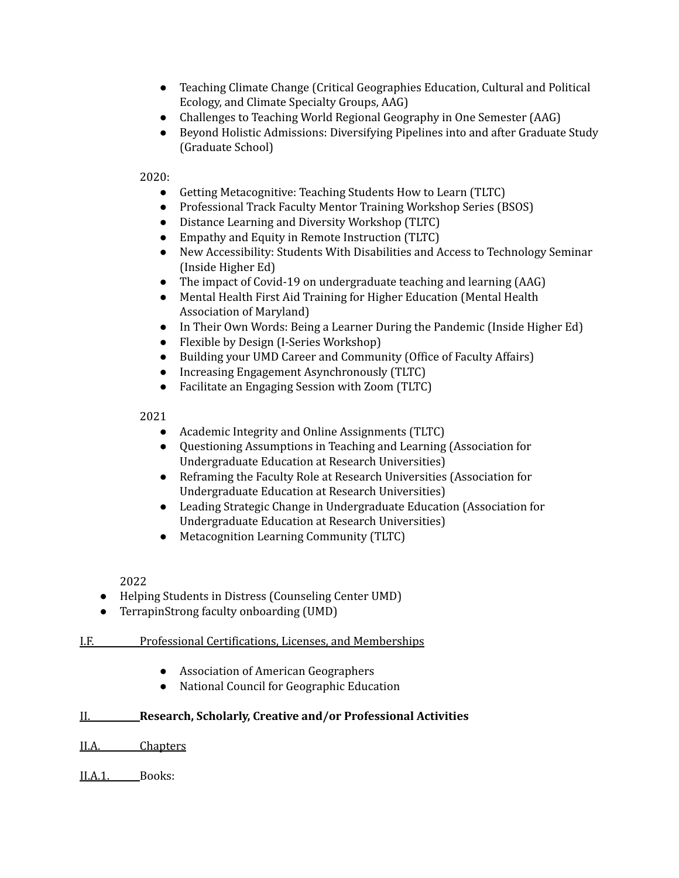- Teaching Climate Change (Critical Geographies Education, Cultural and Political Ecology, and Climate Specialty Groups, AAG)
- Challenges to Teaching World Regional Geography in One Semester (AAG)
- Beyond Holistic Admissions: Diversifying Pipelines into and after Graduate Study (Graduate School)

2020:

- Getting Metacognitive: Teaching Students How to Learn (TLTC)
- Professional Track Faculty Mentor Training Workshop Series (BSOS)
- Distance Learning and Diversity Workshop (TLTC)
- Empathy and Equity in Remote Instruction (TLTC)
- New Accessibility: Students With Disabilities and Access to Technology Seminar (Inside Higher Ed)
- The impact of Covid-19 on undergraduate teaching and learning (AAG)
- Mental Health First Aid Training for Higher Education (Mental Health Association of Maryland)
- In Their Own Words: Being a Learner During the Pandemic (Inside Higher Ed)
- Flexible by Design (I-Series Workshop)
- Building your UMD Career and Community (Office of Faculty Affairs)
- Increasing Engagement Asynchronously (TLTC)
- Facilitate an Engaging Session with Zoom (TLTC)

2021

- Academic Integrity and Online Assignments (TLTC)
- Questioning Assumptions in Teaching and Learning (Association for Undergraduate Education at Research Universities)
- Reframing the Faculty Role at Research Universities (Association for Undergraduate Education at Research Universities)
- Leading Strategic Change in Undergraduate Education (Association for Undergraduate Education at Research Universities)
- Metacognition Learning Community (TLTC)

2022

- Helping Students in Distress (Counseling Center UMD)
- TerrapinStrong faculty onboarding (UMD)

I.F. Professional Certifications, Licenses, and Memberships

- Association of American Geographers
- National Council for Geographic Education

## II. Research, Scholarly, Creative and/or Professional Activities

II.A. Chapters

II.A.1. Books: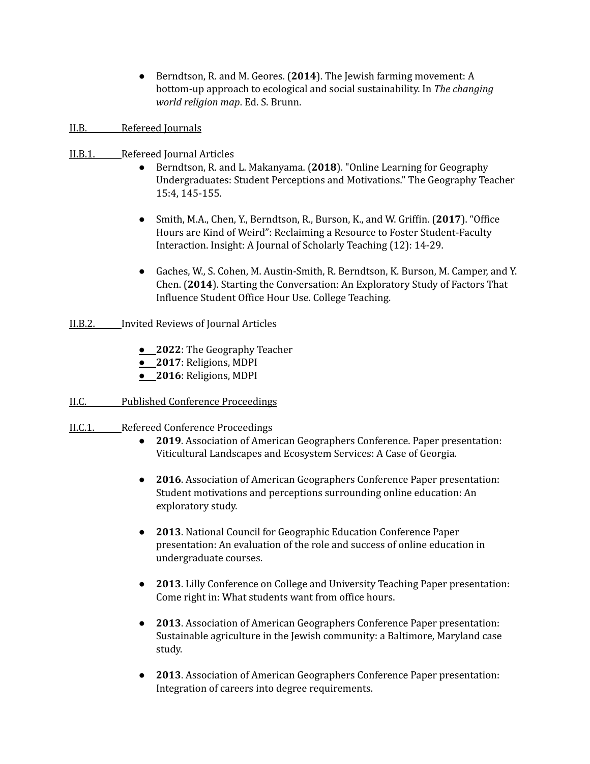- Berndtson, R. and M. Geores. (**2014**). The Jewish farming movement: A bottom-up approach to ecological and social sustainability. In *The changing world religion map*. Ed. S. Brunn.

II.B. Refereed Journals

II.B.1. Refereed Journal Articles

- Berndtson, R. and L. Makanyama. (**2018**). "Online Learning for Geography Undergraduates: Student Perceptions and Motivations." The Geography Teacher 15:4, 145-155.

- Smith, M.A., Chen, Y., Berndtson, R., Burson, K., and W. Griffin. (**2017**). "Office Hours are Kind of Weird": Reclaiming a Resource to Foster Student-Faculty Interaction. Insight: A Journal of Scholarly Teaching (12): 14-29.

- Gaches, W., S. Cohen, M. Austin-Smith, R. Berndtson, K. Burson, M. Camper, and Y. Chen. (**2014**). Starting the Conversation: An Exploratory Study of Factors That Influence Student Office Hour Use. College Teaching.

II.B.2. Invited Reviews of Journal Articles

- **2022**: The Geography Teacher
- **2017**: Religions, MDPI
- **2016**: Religions, MDPI

II.C. Published Conference Proceedings

II.C.1. Refereed Conference Proceedings

- **2019**. Association of American Geographers Conference. Paper presentation: Viticultural Landscapes and Ecosystem Services: A Case of Georgia.

- **2016**. Association of American Geographers Conference Paper presentation: Student motivations and perceptions surrounding online education: An exploratory study.

- **2013**. National Council for Geographic Education Conference Paper presentation: An evaluation of the role and success of online education in undergraduate courses.

- **2013**. Lilly Conference on College and University Teaching Paper presentation: Come right in: What students want from office hours.

- **2013**. Association of American Geographers Conference Paper presentation: Sustainable agriculture in the Jewish community: a Baltimore, Maryland case study.

- **2013**. Association of American Geographers Conference Paper presentation: Integration of careers into degree requirements.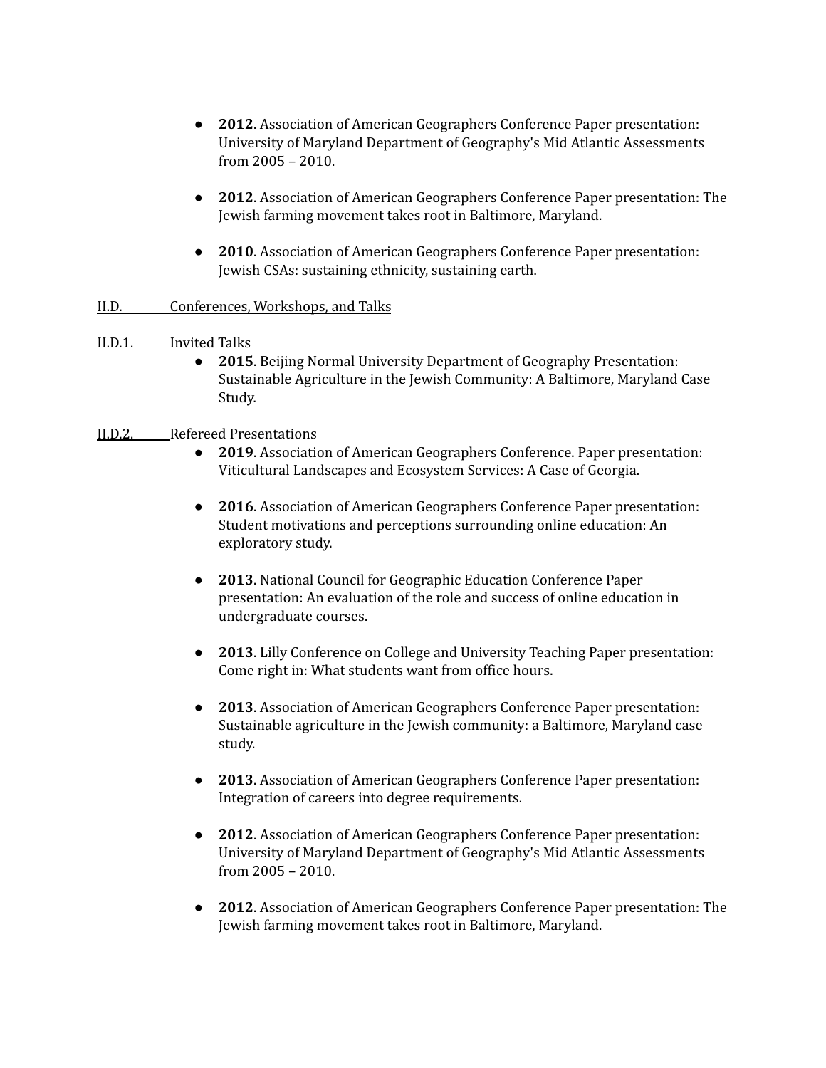- **2012**. Association of American Geographers Conference Paper presentation: University of Maryland Department of Geography's Mid Atlantic Assessments from 2005 – 2010.

- **2012**. Association of American Geographers Conference Paper presentation: The Jewish farming movement takes root in Baltimore, Maryland.

- **2010**. Association of American Geographers Conference Paper presentation: Jewish CSAs: sustaining ethnicity, sustaining earth.

## II.D. Conferences, Workshops, and Talks

### II.D.1. Invited Talks

- **2015**. Beijing Normal University Department of Geography Presentation: Sustainable Agriculture in the Jewish Community: A Baltimore, Maryland Case Study.

### II.D.2. Refereed Presentations

- **2019**. Association of American Geographers Conference. Paper presentation: Viticultural Landscapes and Ecosystem Services: A Case of Georgia.

- **2016**. Association of American Geographers Conference Paper presentation: Student motivations and perceptions surrounding online education: An exploratory study.

- **2013**. National Council for Geographic Education Conference Paper presentation: An evaluation of the role and success of online education in undergraduate courses.

- **2013**. Lilly Conference on College and University Teaching Paper presentation: Come right in: What students want from office hours.

- **2013**. Association of American Geographers Conference Paper presentation: Sustainable agriculture in the Jewish community: a Baltimore, Maryland case study.

- **2013**. Association of American Geographers Conference Paper presentation: Integration of careers into degree requirements.

- **2012**. Association of American Geographers Conference Paper presentation: University of Maryland Department of Geography's Mid Atlantic Assessments from 2005 – 2010.

- **2012**. Association of American Geographers Conference Paper presentation: The Jewish farming movement takes root in Baltimore, Maryland.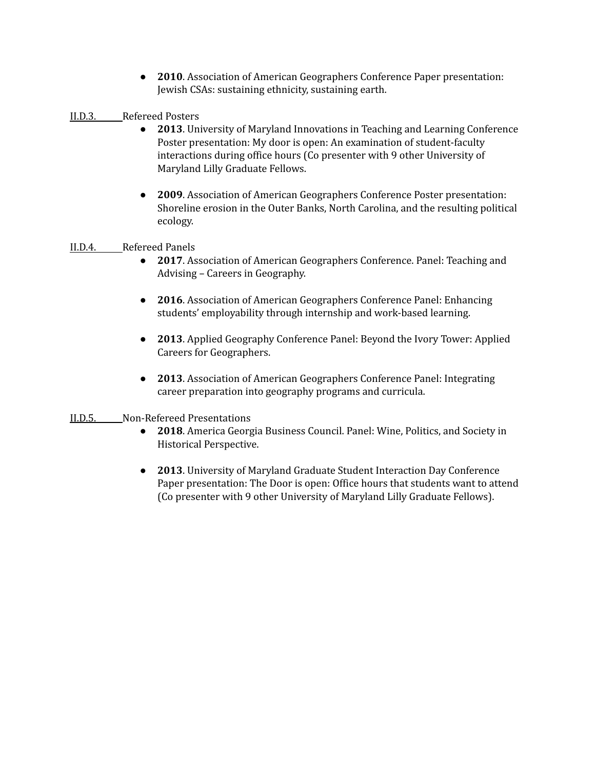- **2010**. Association of American Geographers Conference Paper presentation: Jewish CSAs: sustaining ethnicity, sustaining earth.

II.D.3. Refereed Posters

- **2013**. University of Maryland Innovations in Teaching and Learning Conference Poster presentation: My door is open: An examination of student-faculty interactions during office hours (Co presenter with 9 other University of Maryland Lilly Graduate Fellows.

- **2009**. Association of American Geographers Conference Poster presentation: Shoreline erosion in the Outer Banks, North Carolina, and the resulting political ecology.

II.D.4. Refereed Panels

- **2017**. Association of American Geographers Conference. Panel: Teaching and Advising – Careers in Geography.

- **2016**. Association of American Geographers Conference Panel: Enhancing students' employability through internship and work-based learning.

- **2013**. Applied Geography Conference Panel: Beyond the Ivory Tower: Applied Careers for Geographers.

- **2013**. Association of American Geographers Conference Panel: Integrating career preparation into geography programs and curricula.

II.D.5. Non-Refereed Presentations

- **2018**. America Georgia Business Council. Panel: Wine, Politics, and Society in Historical Perspective.

- **2013**. University of Maryland Graduate Student Interaction Day Conference Paper presentation: The Door is open: Office hours that students want to attend (Co presenter with 9 other University of Maryland Lilly Graduate Fellows).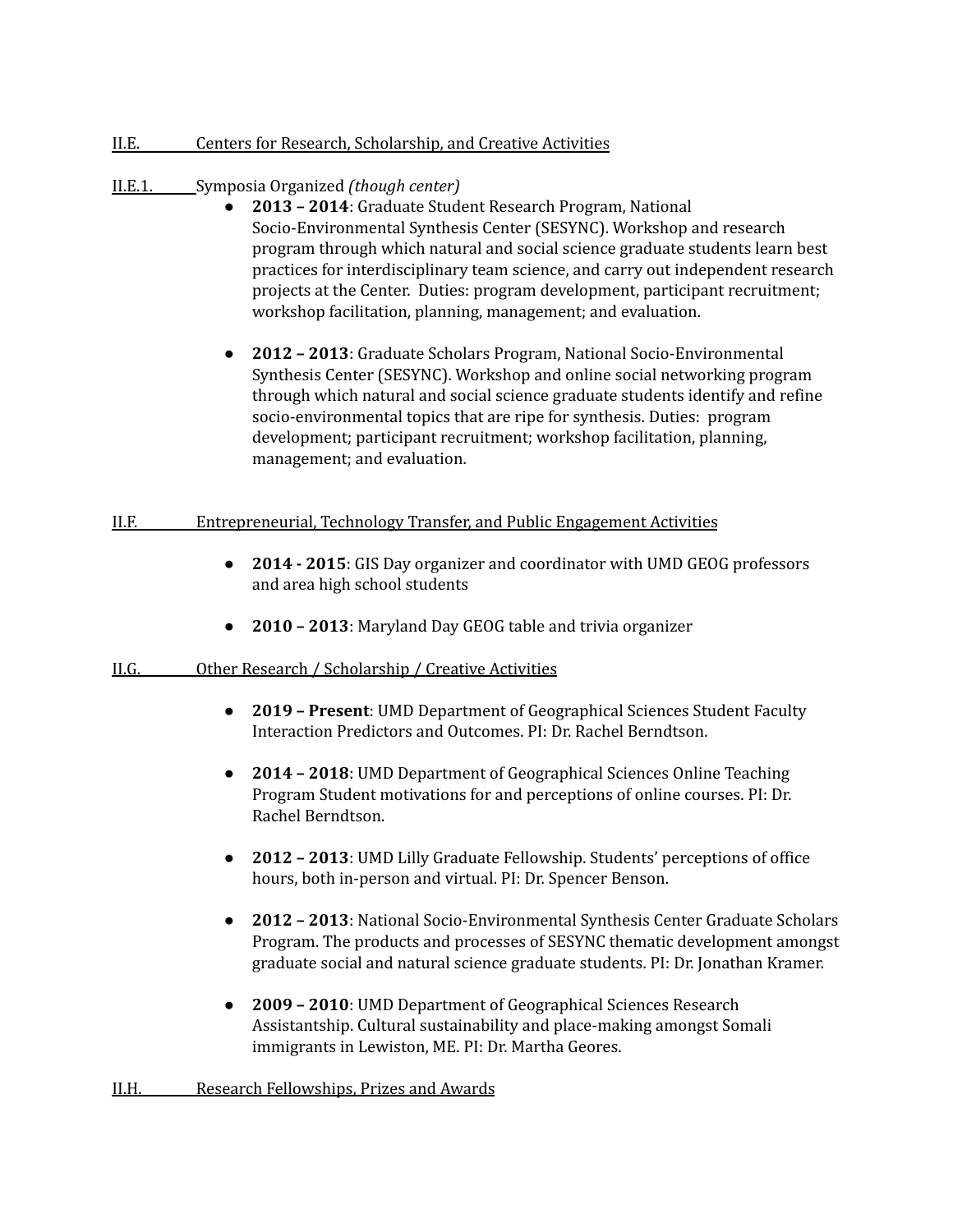## II.E. Centers for Research, Scholarship, and Creative Activities

### II.E.1. Symposia Organized *(though center)*

- **2013 – 2014**: Graduate Student Research Program, National Socio-Environmental Synthesis Center (SESYNC). Workshop and research program through which natural and social science graduate students learn best practices for interdisciplinary team science, and carry out independent research projects at the Center. Duties: program development, participant recruitment; workshop facilitation, planning, management; and evaluation.

- **2012 – 2013**: Graduate Scholars Program, National Socio-Environmental Synthesis Center (SESYNC). Workshop and online social networking program through which natural and social science graduate students identify and refine socio-environmental topics that are ripe for synthesis. Duties: program development; participant recruitment; workshop facilitation, planning, management; and evaluation.

## II.F. Entrepreneurial, Technology Transfer, and Public Engagement Activities

- **2014 - 2015**: GIS Day organizer and coordinator with UMD GEOG professors and area high school students

- **2010 – 2013**: Maryland Day GEOG table and trivia organizer

## II.G. Other Research / Scholarship / Creative Activities

- **2019 – Present**: UMD Department of Geographical Sciences Student Faculty Interaction Predictors and Outcomes. PI: Dr. Rachel Berndtson.

- **2014 – 2018**: UMD Department of Geographical Sciences Online Teaching Program Student motivations for and perceptions of online courses. PI: Dr. Rachel Berndtson.

- **2012 – 2013**: UMD Lilly Graduate Fellowship. Students' perceptions of office hours, both in-person and virtual. PI: Dr. Spencer Benson.

- **2012 – 2013**: National Socio-Environmental Synthesis Center Graduate Scholars Program. The products and processes of SESYNC thematic development amongst graduate social and natural science graduate students. PI: Dr. Jonathan Kramer.

- **2009 – 2010**: UMD Department of Geographical Sciences Research Assistantship. Cultural sustainability and place-making amongst Somali immigrants in Lewiston, ME. PI: Dr. Martha Geores.

## II.H. Research Fellowships, Prizes and Awards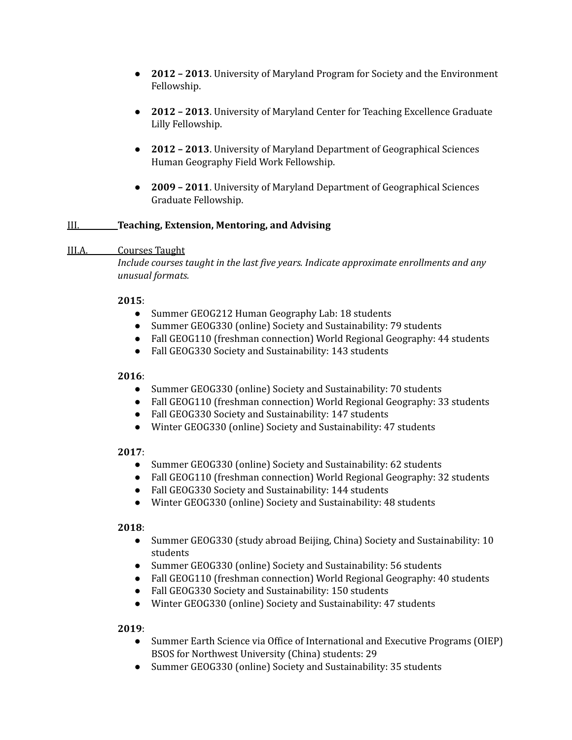- **2012 – 2013**. University of Maryland Program for Society and the Environment Fellowship.

- **2012 – 2013**. University of Maryland Center for Teaching Excellence Graduate Lilly Fellowship.

- **2012 – 2013**. University of Maryland Department of Geographical Sciences Human Geography Field Work Fellowship.

- **2009 – 2011**. University of Maryland Department of Geographical Sciences Graduate Fellowship.

## III. Teaching, Extension, Mentoring, and Advising

### III.A. Courses Taught

*Include courses taught in the last five years. Indicate approximate enrollments and any unusual formats.*

**2015**:

- Summer GEOG212 Human Geography Lab: 18 students
- Summer GEOG330 (online) Society and Sustainability: 79 students
- Fall GEOG110 (freshman connection) World Regional Geography: 44 students
- Fall GEOG330 Society and Sustainability: 143 students

**2016**:

- Summer GEOG330 (online) Society and Sustainability: 70 students
- Fall GEOG110 (freshman connection) World Regional Geography: 33 students
- Fall GEOG330 Society and Sustainability: 147 students
- Winter GEOG330 (online) Society and Sustainability: 47 students

**2017**:

- Summer GEOG330 (online) Society and Sustainability: 62 students
- Fall GEOG110 (freshman connection) World Regional Geography: 32 students
- Fall GEOG330 Society and Sustainability: 144 students
- Winter GEOG330 (online) Society and Sustainability: 48 students

**2018**:

- Summer GEOG330 (study abroad Beijing, China) Society and Sustainability: 10 students
- Summer GEOG330 (online) Society and Sustainability: 56 students
- Fall GEOG110 (freshman connection) World Regional Geography: 40 students
- Fall GEOG330 Society and Sustainability: 150 students
- Winter GEOG330 (online) Society and Sustainability: 47 students

**2019**:

- Summer Earth Science via Office of International and Executive Programs (OIEP) BSOS for Northwest University (China) students: 29
- Summer GEOG330 (online) Society and Sustainability: 35 students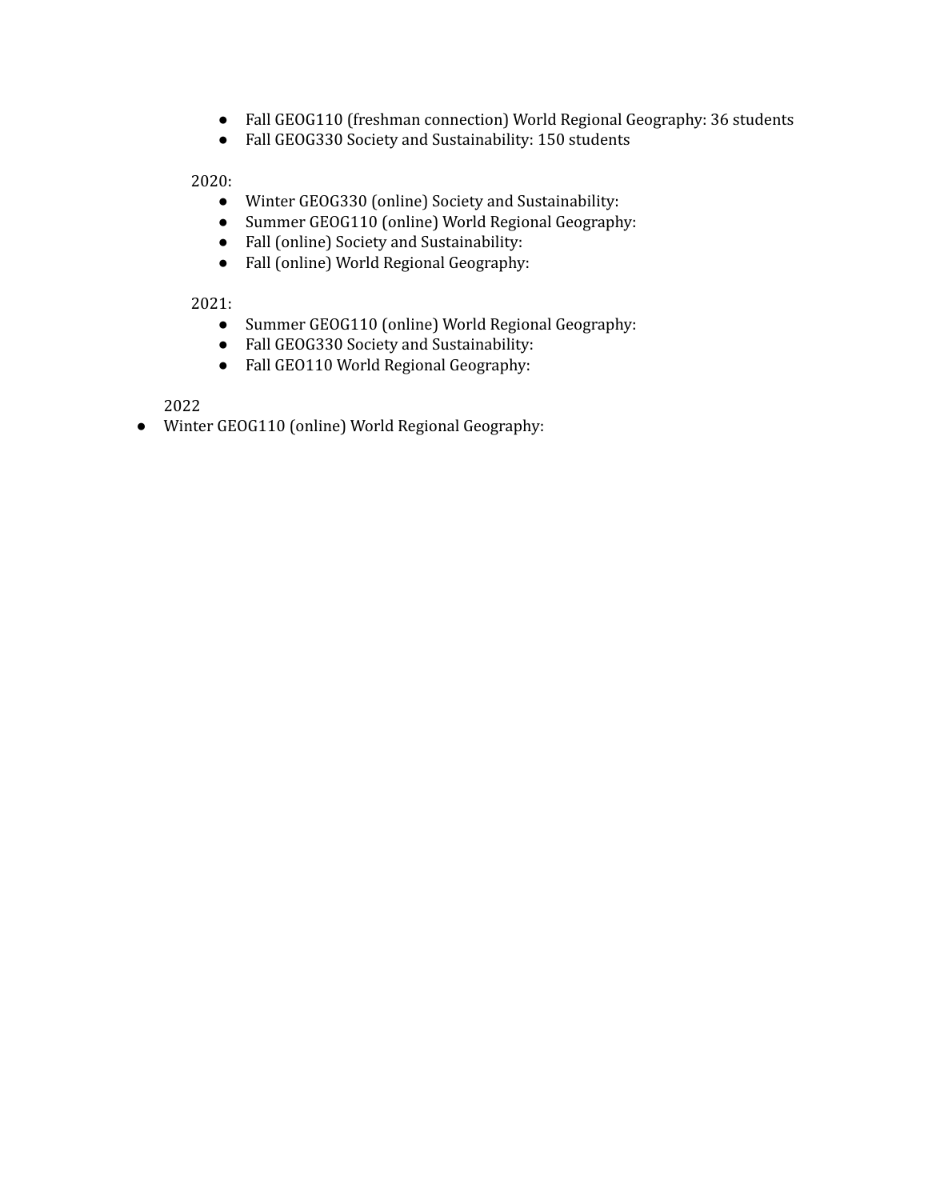- Fall GEOG110 (freshman connection) World Regional Geography: 36 students
- Fall GEOG330 Society and Sustainability: 150 students

2020:

- Winter GEOG330 (online) Society and Sustainability:
- Summer GEOG110 (online) World Regional Geography:
- Fall (online) Society and Sustainability:
- Fall (online) World Regional Geography:

2021:

- Summer GEOG110 (online) World Regional Geography:
- Fall GEOG330 Society and Sustainability:
- Fall GEO110 World Regional Geography:

2022

- Winter GEOG110 (online) World Regional Geography: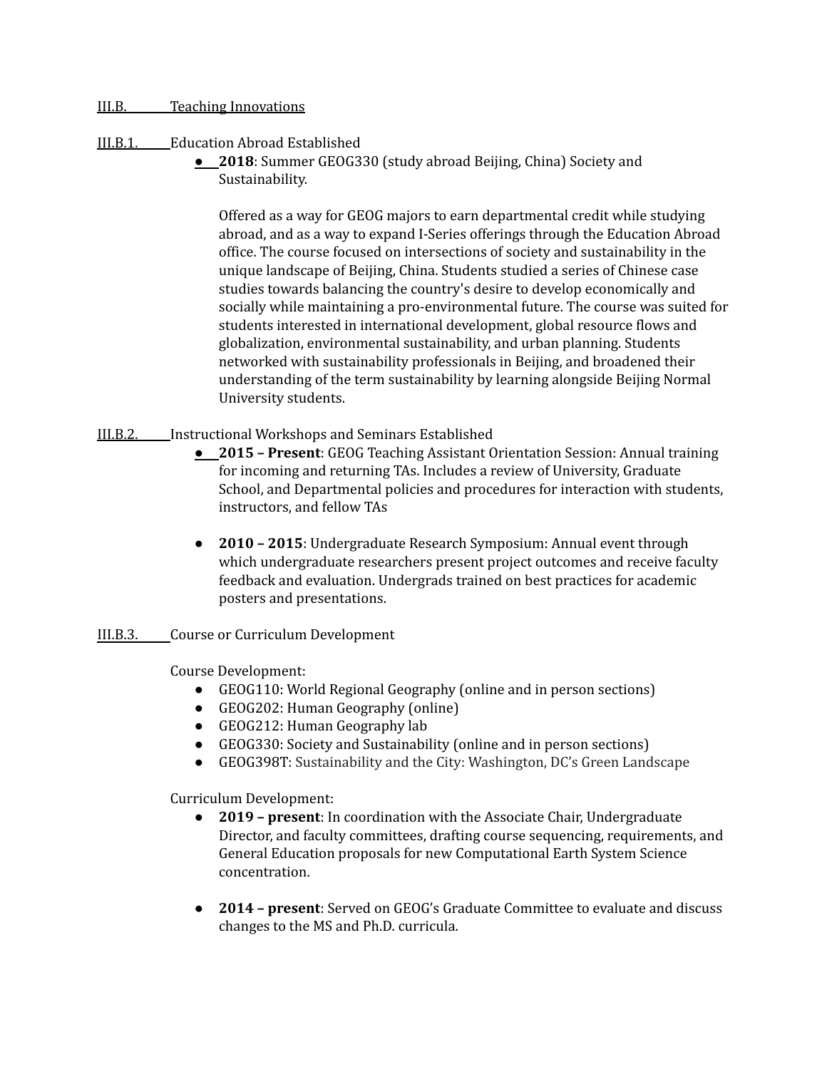## III.B. Teaching Innovations

### III.B.1. Education Abroad Established

- **2018**: Summer GEOG330 (study abroad Beijing, China) Society and Sustainability.

  Offered as a way for GEOG majors to earn departmental credit while studying abroad, and as a way to expand I-Series offerings through the Education Abroad office. The course focused on intersections of society and sustainability in the unique landscape of Beijing, China. Students studied a series of Chinese case studies towards balancing the country's desire to develop economically and socially while maintaining a pro-environmental future. The course was suited for students interested in international development, global resource flows and globalization, environmental sustainability, and urban planning. Students networked with sustainability professionals in Beijing, and broadened their understanding of the term sustainability by learning alongside Beijing Normal University students.

### III.B.2. Instructional Workshops and Seminars Established

- **2015 – Present**: GEOG Teaching Assistant Orientation Session: Annual training for incoming and returning TAs. Includes a review of University, Graduate School, and Departmental policies and procedures for interaction with students, instructors, and fellow TAs

- **2010 – 2015**: Undergraduate Research Symposium: Annual event through which undergraduate researchers present project outcomes and receive faculty feedback and evaluation. Undergrads trained on best practices for academic posters and presentations.

### III.B.3. Course or Curriculum Development

Course Development:

- GEOG110: World Regional Geography (online and in person sections)
- GEOG202: Human Geography (online)
- GEOG212: Human Geography lab
- GEOG330: Society and Sustainability (online and in person sections)
- GEOG398T: Sustainability and the City: Washington, DC's Green Landscape

Curriculum Development:

- **2019 – present**: In coordination with the Associate Chair, Undergraduate Director, and faculty committees, drafting course sequencing, requirements, and General Education proposals for new Computational Earth System Science concentration.

- **2014 – present**: Served on GEOG's Graduate Committee to evaluate and discuss changes to the MS and Ph.D. curricula.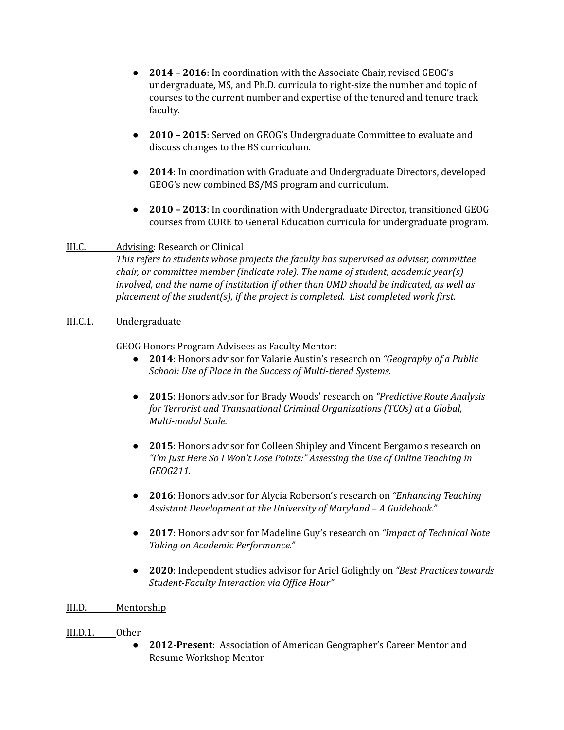- **2014 – 2016**: In coordination with the Associate Chair, revised GEOG's undergraduate, MS, and Ph.D. curricula to right-size the number and topic of courses to the current number and expertise of the tenured and tenure track faculty.

- **2010 – 2015**: Served on GEOG's Undergraduate Committee to evaluate and discuss changes to the BS curriculum.

- **2014**: In coordination with Graduate and Undergraduate Directors, developed GEOG's new combined BS/MS program and curriculum.

- **2010 – 2013**: In coordination with Undergraduate Director, transitioned GEOG courses from CORE to General Education curricula for undergraduate program.

III.C. Advising: Research or Clinical

*This refers to students whose projects the faculty has supervised as adviser, committee chair, or committee member (indicate role). The name of student, academic year(s) involved, and the name of institution if other than UMD should be indicated, as well as placement of the student(s), if the project is completed. List completed work first.*

III.C.1. Undergraduate

GEOG Honors Program Advisees as Faculty Mentor:

- **2014**: Honors advisor for Valarie Austin's research on *"Geography of a Public School: Use of Place in the Success of Multi-tiered Systems.*

- **2015**: Honors advisor for Brady Woods' research on *"Predictive Route Analysis for Terrorist and Transnational Criminal Organizations (TCOs) at a Global, Multi-modal Scale.*

- **2015**: Honors advisor for Colleen Shipley and Vincent Bergamo's research on *"I'm Just Here So I Won't Lose Points:" Assessing the Use of Online Teaching in GEOG211.*

- **2016**: Honors advisor for Alycia Roberson's research on *"Enhancing Teaching Assistant Development at the University of Maryland – A Guidebook."*

- **2017**: Honors advisor for Madeline Guy's research on *"Impact of Technical Note Taking on Academic Performance."*

- **2020**: Independent studies advisor for Ariel Golightly on *"Best Practices towards Student-Faculty Interaction via Office Hour"*

III.D. Mentorship

III.D.1. Other

- **2012-Present**: Association of American Geographer's Career Mentor and Resume Workshop Mentor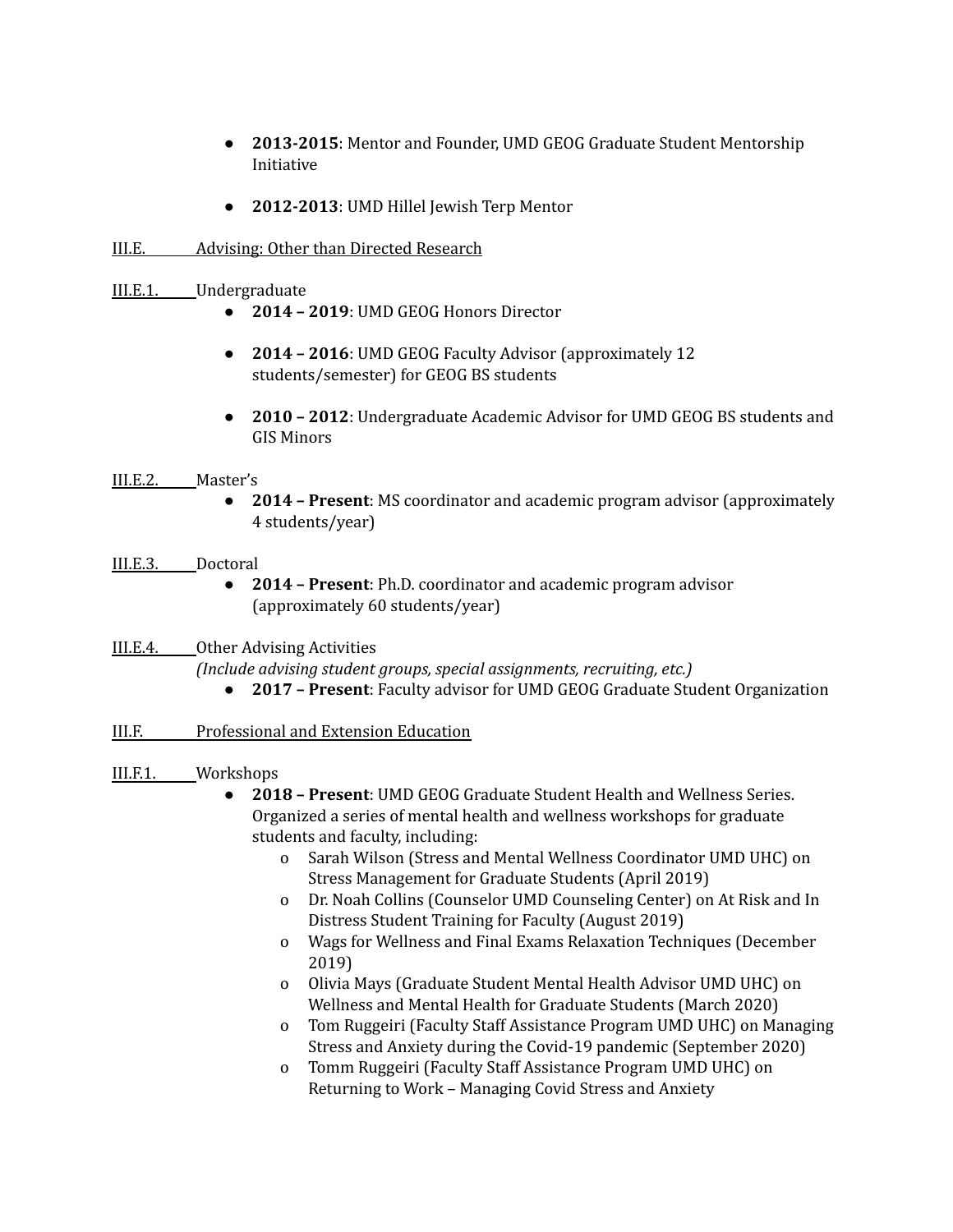- **2013-2015**: Mentor and Founder, UMD GEOG Graduate Student Mentorship Initiative

- **2012-2013**: UMD Hillel Jewish Terp Mentor

III.E. Advising: Other than Directed Research

III.E.1. Undergraduate

- **2014 – 2019**: UMD GEOG Honors Director

- **2014 – 2016**: UMD GEOG Faculty Advisor (approximately 12 students/semester) for GEOG BS students

- **2010 – 2012**: Undergraduate Academic Advisor for UMD GEOG BS students and GIS Minors

III.E.2. Master's

- **2014 – Present**: MS coordinator and academic program advisor (approximately 4 students/year)

III.E.3. Doctoral

- **2014 – Present**: Ph.D. coordinator and academic program advisor (approximately 60 students/year)

III.E.4. Other Advising Activities

*(Include advising student groups, special assignments, recruiting, etc.)*

- **2017 – Present**: Faculty advisor for UMD GEOG Graduate Student Organization

III.F. Professional and Extension Education

III.F.1. Workshops

- **2018 – Present**: UMD GEOG Graduate Student Health and Wellness Series. Organized a series of mental health and wellness workshops for graduate students and faculty, including:
  - Sarah Wilson (Stress and Mental Wellness Coordinator UMD UHC) on Stress Management for Graduate Students (April 2019)
  - Dr. Noah Collins (Counselor UMD Counseling Center) on At Risk and In Distress Student Training for Faculty (August 2019)
  - Wags for Wellness and Final Exams Relaxation Techniques (December 2019)
  - Olivia Mays (Graduate Student Mental Health Advisor UMD UHC) on Wellness and Mental Health for Graduate Students (March 2020)
  - Tom Ruggeiri (Faculty Staff Assistance Program UMD UHC) on Managing Stress and Anxiety during the Covid-19 pandemic (September 2020)
  - Tomm Ruggeiri (Faculty Staff Assistance Program UMD UHC) on Returning to Work – Managing Covid Stress and Anxiety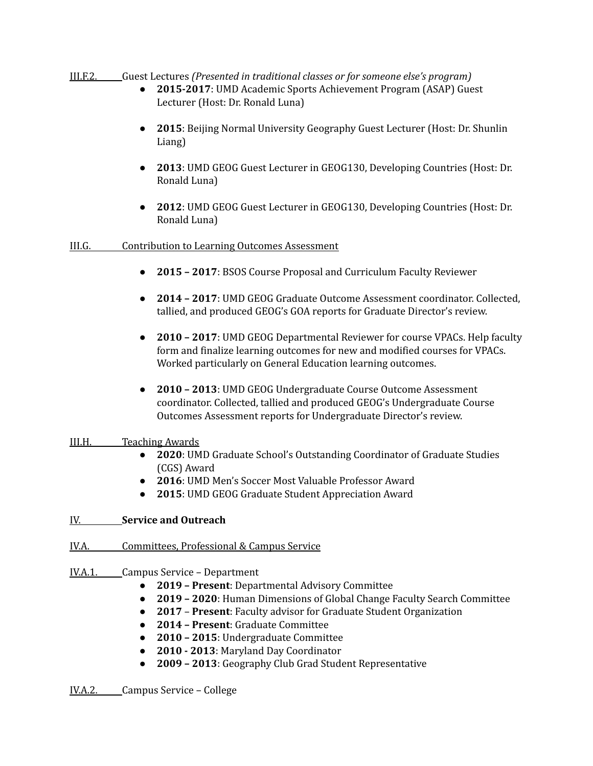III.F.2. Guest Lectures *(Presented in traditional classes or for someone else's program)*

- **2015-2017**: UMD Academic Sports Achievement Program (ASAP) Guest Lecturer (Host: Dr. Ronald Luna)

- **2015**: Beijing Normal University Geography Guest Lecturer (Host: Dr. Shunlin Liang)

- **2013**: UMD GEOG Guest Lecturer in GEOG130, Developing Countries (Host: Dr. Ronald Luna)

- **2012**: UMD GEOG Guest Lecturer in GEOG130, Developing Countries (Host: Dr. Ronald Luna)

III.G. Contribution to Learning Outcomes Assessment

- **2015 – 2017**: BSOS Course Proposal and Curriculum Faculty Reviewer

- **2014 – 2017**: UMD GEOG Graduate Outcome Assessment coordinator. Collected, tallied, and produced GEOG's GOA reports for Graduate Director's review.

- **2010 – 2017**: UMD GEOG Departmental Reviewer for course VPACs. Help faculty form and finalize learning outcomes for new and modified courses for VPACs. Worked particularly on General Education learning outcomes.

- **2010 – 2013**: UMD GEOG Undergraduate Course Outcome Assessment coordinator. Collected, tallied and produced GEOG's Undergraduate Course Outcomes Assessment reports for Undergraduate Director's review.

III.H. Teaching Awards

- **2020**: UMD Graduate School's Outstanding Coordinator of Graduate Studies (CGS) Award
- **2016**: UMD Men's Soccer Most Valuable Professor Award
- **2015**: UMD GEOG Graduate Student Appreciation Award

IV. **Service and Outreach**

IV.A. Committees, Professional & Campus Service

IV.A.1. Campus Service – Department

- **2019 – Present**: Departmental Advisory Committee
- **2019 – 2020**: Human Dimensions of Global Change Faculty Search Committee
- **2017 – Present**: Faculty advisor for Graduate Student Organization
- **2014 – Present**: Graduate Committee
- **2010 – 2015**: Undergraduate Committee
- **2010 - 2013**: Maryland Day Coordinator
- **2009 – 2013**: Geography Club Grad Student Representative

IV.A.2. Campus Service – College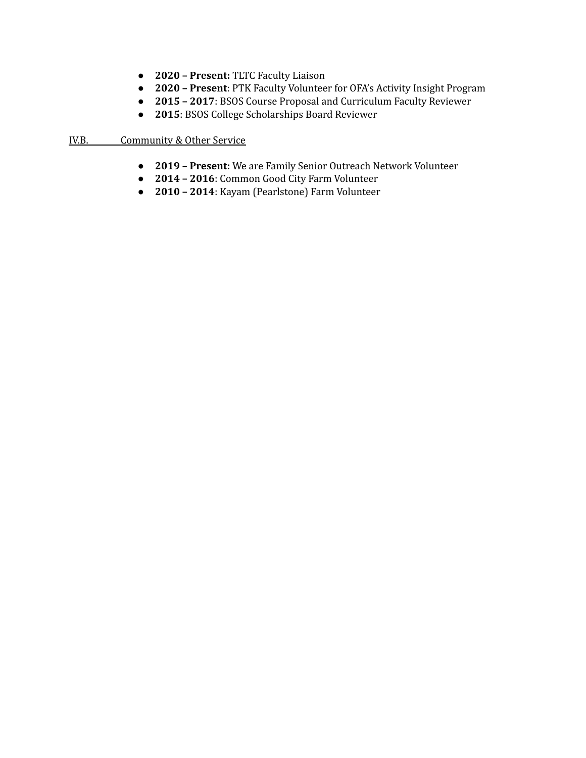- **2020 – Present:** TLTC Faculty Liaison
- **2020 – Present**: PTK Faculty Volunteer for OFA's Activity Insight Program
- **2015 – 2017**: BSOS Course Proposal and Curriculum Faculty Reviewer
- **2015**: BSOS College Scholarships Board Reviewer

IV.B. Community & Other Service

- **2019 – Present:** We are Family Senior Outreach Network Volunteer
- **2014 – 2016**: Common Good City Farm Volunteer
- **2010 – 2014**: Kayam (Pearlstone) Farm Volunteer